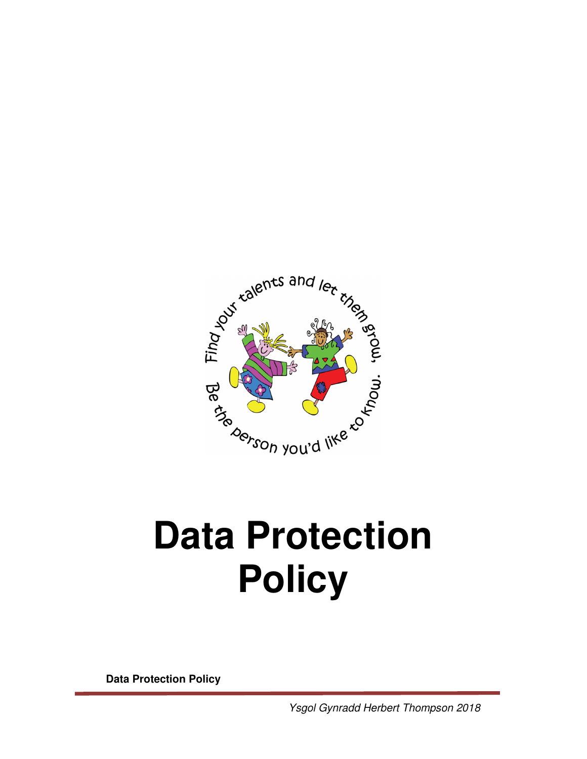# Data Protection Policy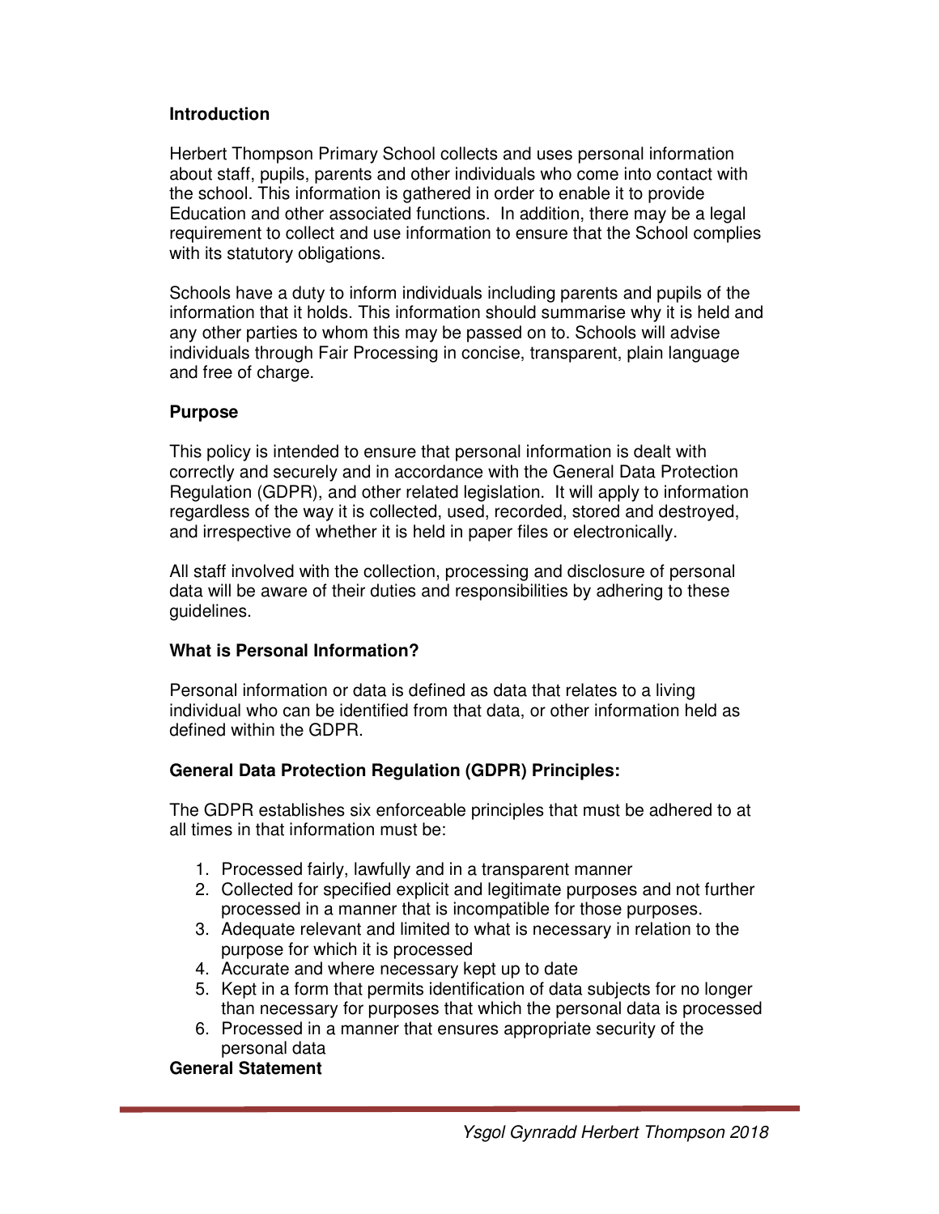**Introduction**

Herbert Thompson Primary School collects and uses personal information about staff, pupils, parents and other individuals who come into contact with the school. This information is gathered in order to enable it to provide Education and other associated functions. In addition, there may be a legal requirement to collect and use information to ensure that the School complies with its statutory obligations.

Schools have a duty to inform individuals including parents and pupils of the information that it holds. This information should summarise why it is held and any other parties to whom this may be passed on to. Schools will advise individuals through Fair Processing in concise, transparent, plain language and free of charge.

**Purpose**

This policy is intended to ensure that personal information is dealt with correctly and securely and in accordance with the General Data Protection Regulation (GDPR), and other related legislation. It will apply to information regardless of the way it is collected, used, recorded, stored and destroyed, and irrespective of whether it is held in paper files or electronically.

All staff involved with the collection, processing and disclosure of personal data will be aware of their duties and responsibilities by adhering to these guidelines.

**What is Personal Information?**

Personal information or data is defined as data that relates to a living individual who can be identified from that data, or other information held as defined within the GDPR.

**General Data Protection Regulation (GDPR) Principles:**

The GDPR establishes six enforceable principles that must be adhered to at all times in that information must be:

1. Processed fairly, lawfully and in a transparent manner
2. Collected for specified explicit and legitimate purposes and not further processed in a manner that is incompatible for those purposes.
3. Adequate relevant and limited to what is necessary in relation to the purpose for which it is processed
4. Accurate and where necessary kept up to date
5. Kept in a form that permits identification of data subjects for no longer than necessary for purposes that which the personal data is processed
6. Processed in a manner that ensures appropriate security of the personal data

**General Statement**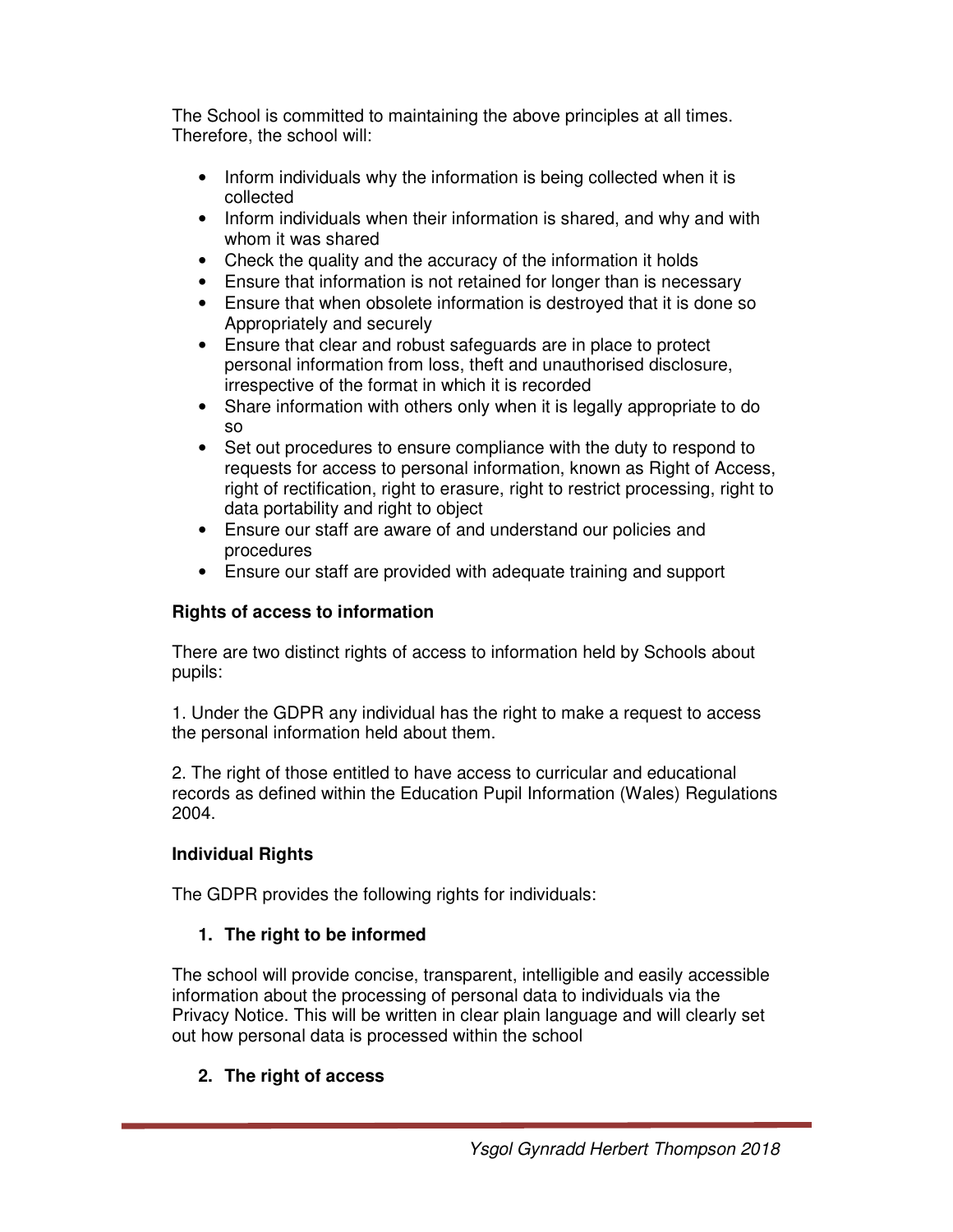The School is committed to maintaining the above principles at all times. Therefore, the school will:

- Inform individuals why the information is being collected when it is collected
- Inform individuals when their information is shared, and why and with whom it was shared
- Check the quality and the accuracy of the information it holds
- Ensure that information is not retained for longer than is necessary
- Ensure that when obsolete information is destroyed that it is done so Appropriately and securely
- Ensure that clear and robust safeguards are in place to protect personal information from loss, theft and unauthorised disclosure, irrespective of the format in which it is recorded
- Share information with others only when it is legally appropriate to do so
- Set out procedures to ensure compliance with the duty to respond to requests for access to personal information, known as Right of Access, right of rectification, right to erasure, right to restrict processing, right to data portability and right to object
- Ensure our staff are aware of and understand our policies and procedures
- Ensure our staff are provided with adequate training and support

**Rights of access to information**

There are two distinct rights of access to information held by Schools about pupils:

1. Under the GDPR any individual has the right to make a request to access the personal information held about them.

2. The right of those entitled to have access to curricular and educational records as defined within the Education Pupil Information (Wales) Regulations 2004.

**Individual Rights**

The GDPR provides the following rights for individuals:

1. **The right to be informed**

The school will provide concise, transparent, intelligible and easily accessible information about the processing of personal data to individuals via the Privacy Notice. This will be written in clear plain language and will clearly set out how personal data is processed within the school

2. **The right of access**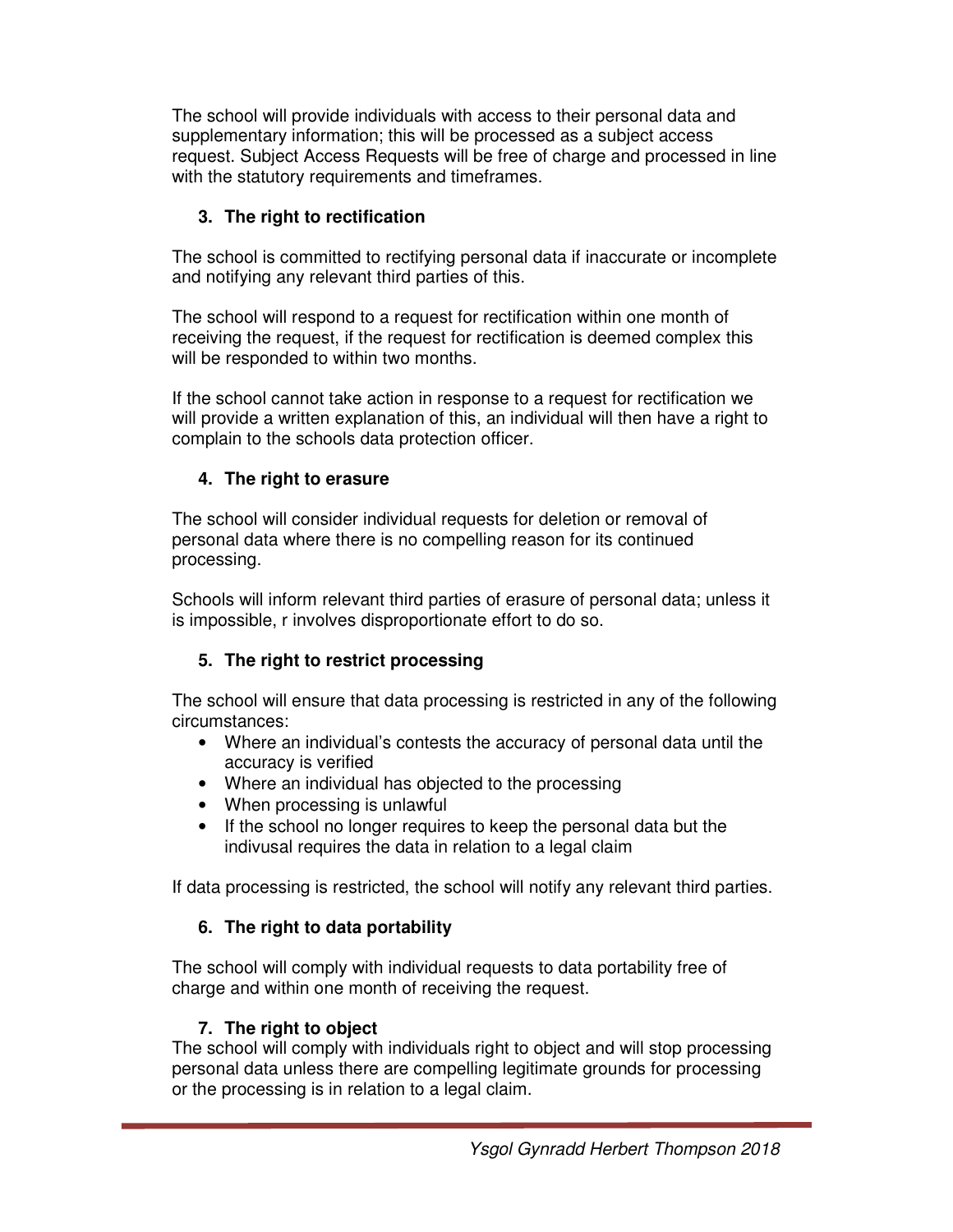The school will provide individuals with access to their personal data and supplementary information; this will be processed as a subject access request. Subject Access Requests will be free of charge and processed in line with the statutory requirements and timeframes.

### 3. The right to rectification

The school is committed to rectifying personal data if inaccurate or incomplete and notifying any relevant third parties of this.

The school will respond to a request for rectification within one month of receiving the request, if the request for rectification is deemed complex this will be responded to within two months.

If the school cannot take action in response to a request for rectification we will provide a written explanation of this, an individual will then have a right to complain to the schools data protection officer.

### 4. The right to erasure

The school will consider individual requests for deletion or removal of personal data where there is no compelling reason for its continued processing.

Schools will inform relevant third parties of erasure of personal data; unless it is impossible, r involves disproportionate effort to do so.

### 5. The right to restrict processing

The school will ensure that data processing is restricted in any of the following circumstances:

- Where an individual's contests the accuracy of personal data until the accuracy is verified
- Where an individual has objected to the processing
- When processing is unlawful
- If the school no longer requires to keep the personal data but the indivusal requires the data in relation to a legal claim

If data processing is restricted, the school will notify any relevant third parties.

### 6. The right to data portability

The school will comply with individual requests to data portability free of charge and within one month of receiving the request.

### 7. The right to object

The school will comply with individuals right to object and will stop processing personal data unless there are compelling legitimate grounds for processing or the processing is in relation to a legal claim.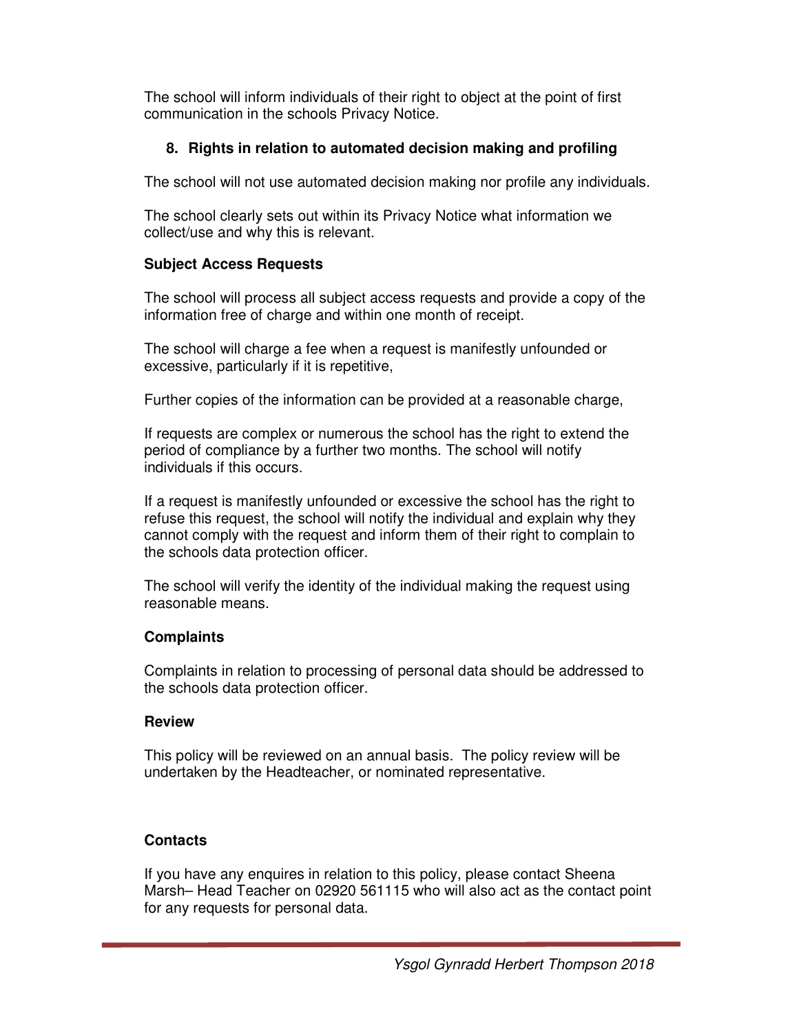The school will inform individuals of their right to object at the point of first communication in the schools Privacy Notice.

## 8. Rights in relation to automated decision making and profiling

The school will not use automated decision making nor profile any individuals.

The school clearly sets out within its Privacy Notice what information we collect/use and why this is relevant.

### Subject Access Requests

The school will process all subject access requests and provide a copy of the information free of charge and within one month of receipt.

The school will charge a fee when a request is manifestly unfounded or excessive, particularly if it is repetitive,

Further copies of the information can be provided at a reasonable charge,

If requests are complex or numerous the school has the right to extend the period of compliance by a further two months. The school will notify individuals if this occurs.

If a request is manifestly unfounded or excessive the school has the right to refuse this request, the school will notify the individual and explain why they cannot comply with the request and inform them of their right to complain to the schools data protection officer.

The school will verify the identity of the individual making the request using reasonable means.

### Complaints

Complaints in relation to processing of personal data should be addressed to the schools data protection officer.

### Review

This policy will be reviewed on an annual basis. The policy review will be undertaken by the Headteacher, or nominated representative.

### Contacts

If you have any enquires in relation to this policy, please contact Sheena Marsh– Head Teacher on 02920 561115 who will also act as the contact point for any requests for personal data.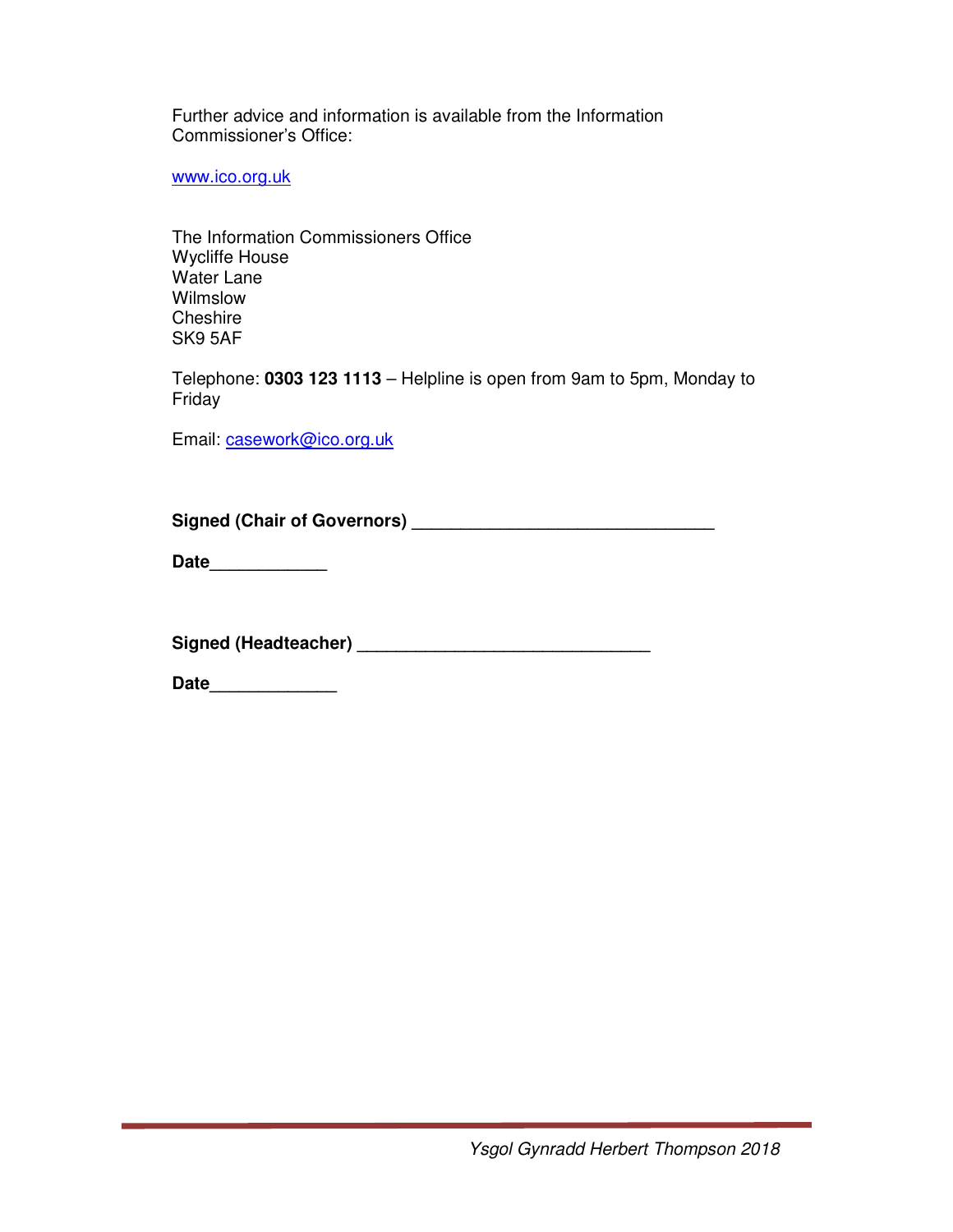Further advice and information is available from the Information Commissioner's Office:

www.ico.org.uk

The Information Commissioners Office
Wycliffe House
Water Lane
Wilmslow
Cheshire
SK9 5AF

Telephone: **0303 123 1113** – Helpline is open from 9am to 5pm, Monday to Friday

Email: casework@ico.org.uk

**Signed (Chair of Governors)** ______________________________

**Date**____________

**Signed (Headteacher)** ______________________________

**Date**_____________